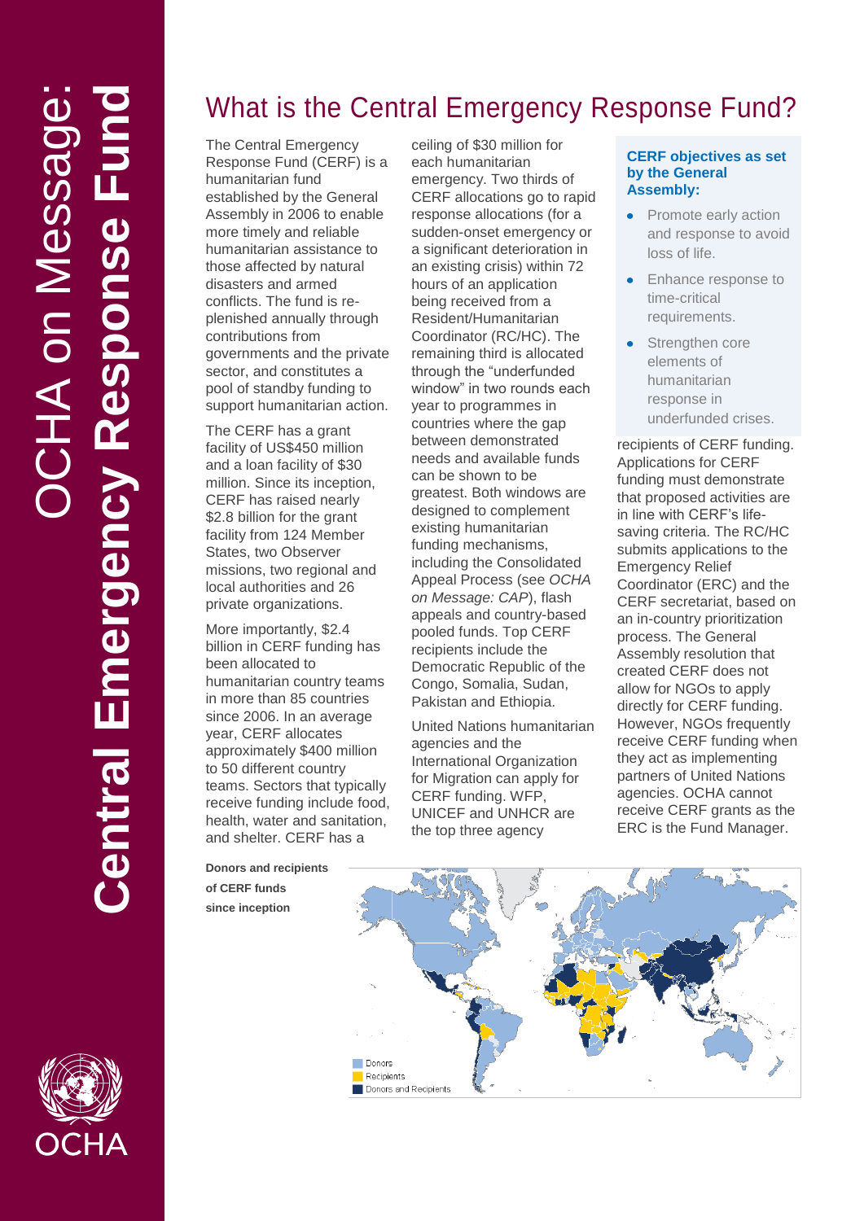# OCHA on Message: **Central Emergency Response Fund**

## What is the Central Emergency Response Fund?

The Central Emergency Response Fund (CERF) is a humanitarian fund established by the General Assembly in 2006 to enable more timely and reliable humanitarian assistance to those affected by natural disasters and armed conflicts. The fund is re-plenished annually through contributions from governments and the private sector, and constitutes a pool of standby funding to support humanitarian action.

The CERF has a grant facility of US$450 million and a loan facility of $30 million. Since its inception, CERF has raised nearly $2.8 billion for the grant facility from 124 Member States, two Observer missions, two regional and local authorities and 26 private organizations.

More importantly, $2.4 billion in CERF funding has been allocated to humanitarian country teams in more than 85 countries since 2006. In an average year, CERF allocates approximately $400 million to 50 different country teams. Sectors that typically receive funding include food, health, water and sanitation, and shelter. CERF has a ceiling of $30 million for each humanitarian emergency. Two thirds of CERF allocations go to rapid response allocations (for a sudden-onset emergency or a significant deterioration in an existing crisis) within 72 hours of an application being received from a Resident/Humanitarian Coordinator (RC/HC). The remaining third is allocated through the "underfunded window" in two rounds each year to programmes in countries where the gap between demonstrated needs and available funds can be shown to be greatest. Both windows are designed to complement existing humanitarian funding mechanisms, including the Consolidated Appeal Process (see *OCHA on Message: CAP*), flash appeals and country-based pooled funds. Top CERF recipients include the Democratic Republic of the Congo, Somalia, Sudan, Pakistan and Ethiopia.

United Nations humanitarian agencies and the International Organization for Migration can apply for CERF funding. WFP, UNICEF and UNHCR are the top three agency recipients of CERF funding. Applications for CERF funding must demonstrate that proposed activities are in line with CERF's life-saving criteria. The RC/HC submits applications to the Emergency Relief Coordinator (ERC) and the CERF secretariat, based on an in-country prioritization process. The General Assembly resolution that created CERF does not allow for NGOs to apply directly for CERF funding. However, NGOs frequently receive CERF funding when they act as implementing partners of United Nations agencies. OCHA cannot receive CERF grants as the ERC is the Fund Manager.

**CERF objectives as set by the General Assembly:**

- Promote early action and response to avoid loss of life.
- Enhance response to time-critical requirements.
- Strengthen core elements of humanitarian response in underfunded crises.

**Donors and recipients of CERF funds since inception**

Donors
Recipients
Donors and Recipients

OCHA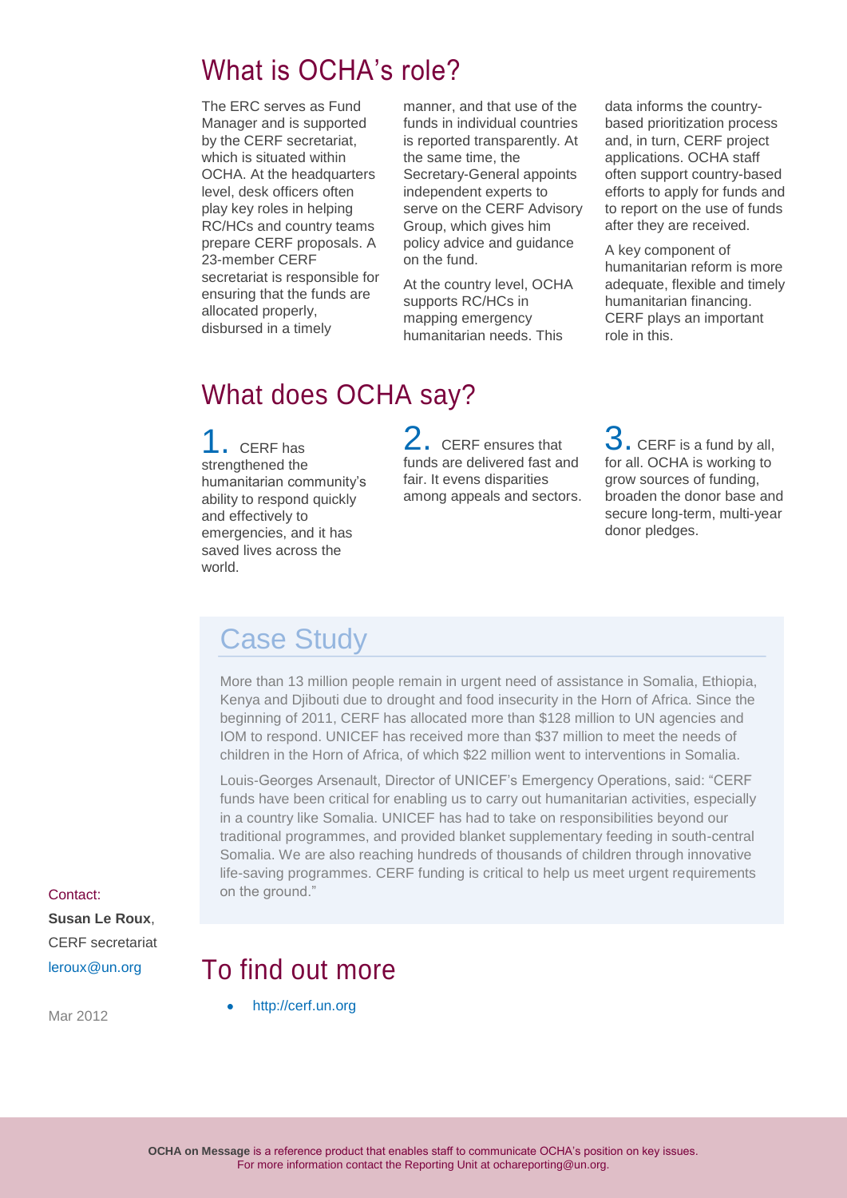## What is OCHA's role?

The ERC serves as Fund Manager and is supported by the CERF secretariat, which is situated within OCHA. At the headquarters level, desk officers often play key roles in helping RC/HCs and country teams prepare CERF proposals. A 23-member CERF secretariat is responsible for ensuring that the funds are allocated properly, disbursed in a timely manner, and that use of the funds in individual countries is reported transparently. At the same time, the Secretary-General appoints independent experts to serve on the CERF Advisory Group, which gives him policy advice and guidance on the fund.

At the country level, OCHA supports RC/HCs in mapping emergency humanitarian needs. This data informs the country-based prioritization process and, in turn, CERF project applications. OCHA staff often support country-based efforts to apply for funds and to report on the use of funds after they are received.

A key component of humanitarian reform is more adequate, flexible and timely humanitarian financing. CERF plays an important role in this.

## What does OCHA say?

1. CERF has strengthened the humanitarian community's ability to respond quickly and effectively to emergencies, and it has saved lives across the world.

2. CERF ensures that funds are delivered fast and fair. It evens disparities among appeals and sectors.

3. CERF is a fund by all, for all. OCHA is working to grow sources of funding, broaden the donor base and secure long-term, multi-year donor pledges.

## Case Study

More than 13 million people remain in urgent need of assistance in Somalia, Ethiopia, Kenya and Djibouti due to drought and food insecurity in the Horn of Africa. Since the beginning of 2011, CERF has allocated more than $128 million to UN agencies and IOM to respond. UNICEF has received more than $37 million to meet the needs of children in the Horn of Africa, of which $22 million went to interventions in Somalia.

Louis-Georges Arsenault, Director of UNICEF's Emergency Operations, said: "CERF funds have been critical for enabling us to carry out humanitarian activities, especially in a country like Somalia. UNICEF has had to take on responsibilities beyond our traditional programmes, and provided blanket supplementary feeding in south-central Somalia. We are also reaching hundreds of thousands of children through innovative life-saving programmes. CERF funding is critical to help us meet urgent requirements on the ground."

Contact:
**Susan Le Roux**, CERF secretariat
leroux@un.org

Mar 2012

## To find out more

- http://cerf.un.org

**OCHA on Message** is a reference product that enables staff to communicate OCHA's position on key issues. For more information contact the Reporting Unit at ochareporting@un.org.